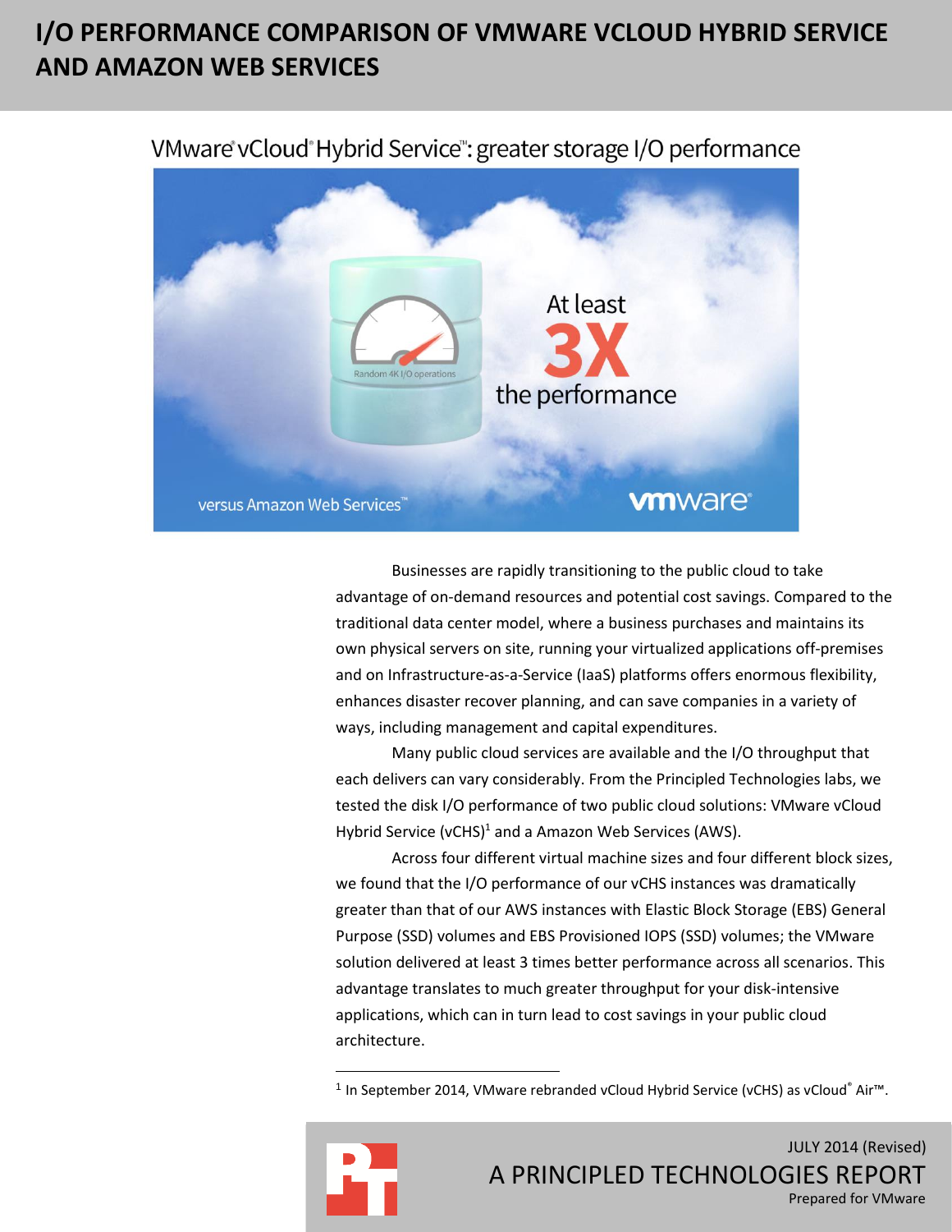# I/O PERFORMANCE COMPARISON OF VMWARE VCLOUD HYBRID SERVICE AND AMAZON WEB SERVICES

VMware® vCloud® Hybrid Service™: greater storage I/O performance

Random 4K I/O operations

At least **3X** the performance

versus Amazon Web Services™

vmware®

Businesses are rapidly transitioning to the public cloud to take advantage of on-demand resources and potential cost savings. Compared to the traditional data center model, where a business purchases and maintains its own physical servers on site, running your virtualized applications off-premises and on Infrastructure-as-a-Service (IaaS) platforms offers enormous flexibility, enhances disaster recover planning, and can save companies in a variety of ways, including management and capital expenditures.

Many public cloud services are available and the I/O throughput that each delivers can vary considerably. From the Principled Technologies labs, we tested the disk I/O performance of two public cloud solutions: VMware vCloud Hybrid Service (vCHS)[1] and a Amazon Web Services (AWS).

Across four different virtual machine sizes and four different block sizes, we found that the I/O performance of our vCHS instances was dramatically greater than that of our AWS instances with Elastic Block Storage (EBS) General Purpose (SSD) volumes and EBS Provisioned IOPS (SSD) volumes; the VMware solution delivered at least 3 times better performance across all scenarios. This advantage translates to much greater throughput for your disk-intensive applications, which can in turn lead to cost savings in your public cloud architecture.

[1] In September 2014, VMware rebranded vCloud Hybrid Service (vCHS) as vCloud® Air™.

JULY 2014 (Revised)

A PRINCIPLED TECHNOLOGIES REPORT

Prepared for VMware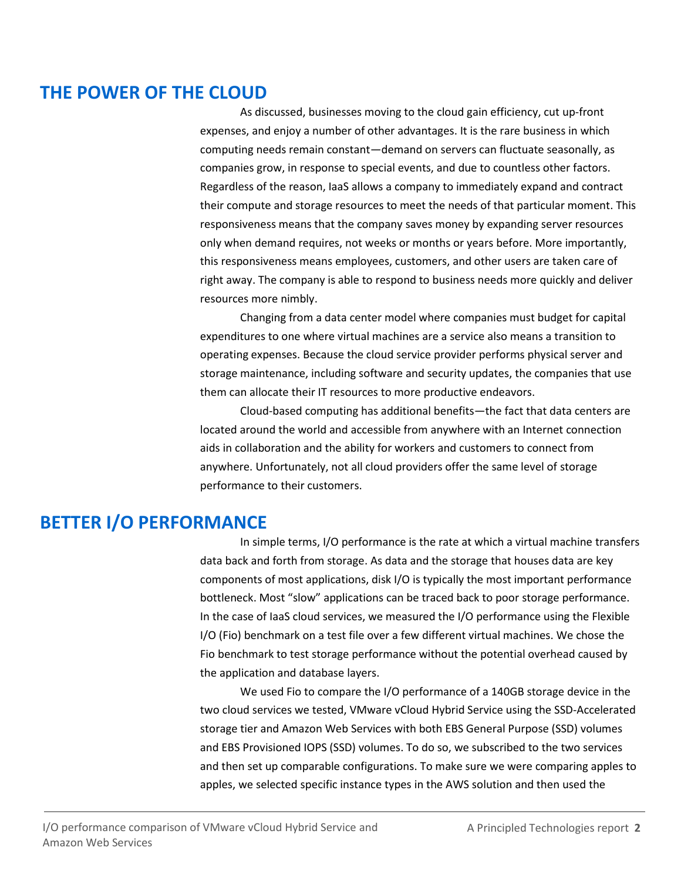## THE POWER OF THE CLOUD

As discussed, businesses moving to the cloud gain efficiency, cut up-front expenses, and enjoy a number of other advantages. It is the rare business in which computing needs remain constant—demand on servers can fluctuate seasonally, as companies grow, in response to special events, and due to countless other factors. Regardless of the reason, IaaS allows a company to immediately expand and contract their compute and storage resources to meet the needs of that particular moment. This responsiveness means that the company saves money by expanding server resources only when demand requires, not weeks or months or years before. More importantly, this responsiveness means employees, customers, and other users are taken care of right away. The company is able to respond to business needs more quickly and deliver resources more nimbly.

Changing from a data center model where companies must budget for capital expenditures to one where virtual machines are a service also means a transition to operating expenses. Because the cloud service provider performs physical server and storage maintenance, including software and security updates, the companies that use them can allocate their IT resources to more productive endeavors.

Cloud-based computing has additional benefits—the fact that data centers are located around the world and accessible from anywhere with an Internet connection aids in collaboration and the ability for workers and customers to connect from anywhere. Unfortunately, not all cloud providers offer the same level of storage performance to their customers.

## BETTER I/O PERFORMANCE

In simple terms, I/O performance is the rate at which a virtual machine transfers data back and forth from storage. As data and the storage that houses data are key components of most applications, disk I/O is typically the most important performance bottleneck. Most "slow" applications can be traced back to poor storage performance. In the case of IaaS cloud services, we measured the I/O performance using the Flexible I/O (Fio) benchmark on a test file over a few different virtual machines. We chose the Fio benchmark to test storage performance without the potential overhead caused by the application and database layers.

We used Fio to compare the I/O performance of a 140GB storage device in the two cloud services we tested, VMware vCloud Hybrid Service using the SSD-Accelerated storage tier and Amazon Web Services with both EBS General Purpose (SSD) volumes and EBS Provisioned IOPS (SSD) volumes. To do so, we subscribed to the two services and then set up comparable configurations. To make sure we were comparing apples to apples, we selected specific instance types in the AWS solution and then used the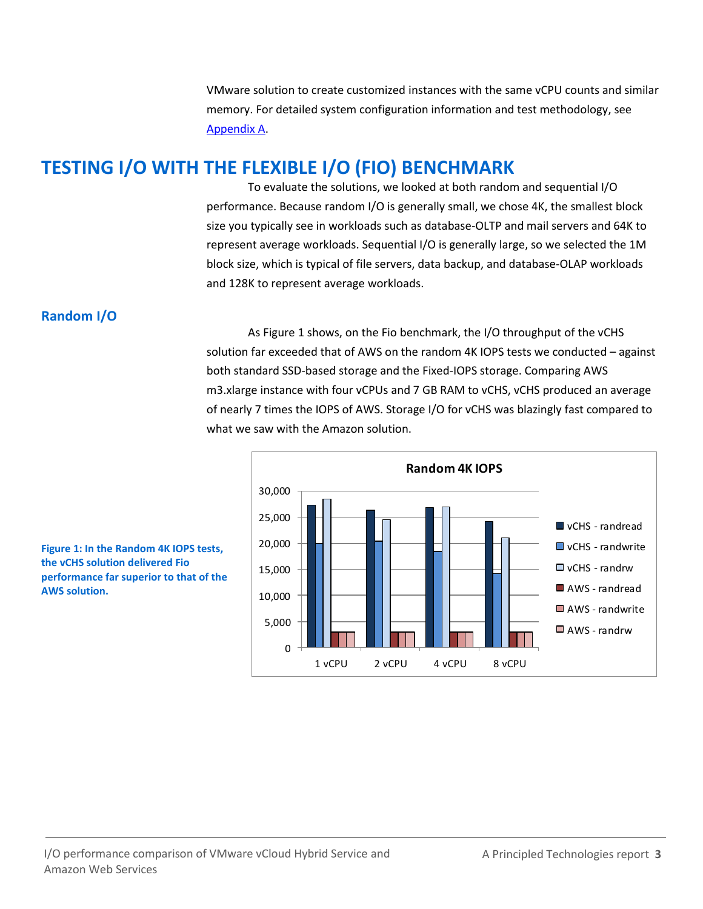VMware solution to create customized instances with the same vCPU counts and similar memory. For detailed system configuration information and test methodology, see Appendix A.

# TESTING I/O WITH THE FLEXIBLE I/O (FIO) BENCHMARK

To evaluate the solutions, we looked at both random and sequential I/O performance. Because random I/O is generally small, we chose 4K, the smallest block size you typically see in workloads such as database-OLTP and mail servers and 64K to represent average workloads. Sequential I/O is generally large, so we selected the 1M block size, which is typical of file servers, data backup, and database-OLAP workloads and 128K to represent average workloads.

## Random I/O

As Figure 1 shows, on the Fio benchmark, the I/O throughput of the vCHS solution far exceeded that of AWS on the random 4K IOPS tests we conducted – against both standard SSD-based storage and the Fixed-IOPS storage. Comparing AWS m3.xlarge instance with four vCPUs and 7 GB RAM to vCHS, vCHS produced an average of nearly 7 times the IOPS of AWS. Storage I/O for vCHS was blazingly fast compared to what we saw with the Amazon solution.

**Random 4K IOPS**

| | 1 vCPU | 2 vCPU | 4 vCPU | 8 vCPU |
|---|---|---|---|---|
| vCHS - randread | ~27,300 | ~26,300 | ~26,800 | ~24,100 |
| vCHS - randwrite | ~19,900 | ~20,400 | ~18,400 | ~14,100 |
| vCHS - randrw | ~28,400 | ~24,500 | ~26,900 | ~21,000 |
| AWS - randread | ~3,000 | ~3,000 | ~3,000 | ~3,000 |
| AWS - randwrite | ~3,000 | ~3,000 | ~3,000 | ~3,000 |
| AWS - randrw | ~3,000 | ~3,000 | ~3,000 | ~3,000 |

**Figure 1: In the Random 4K IOPS tests, the vCHS solution delivered Fio performance far superior to that of the AWS solution.**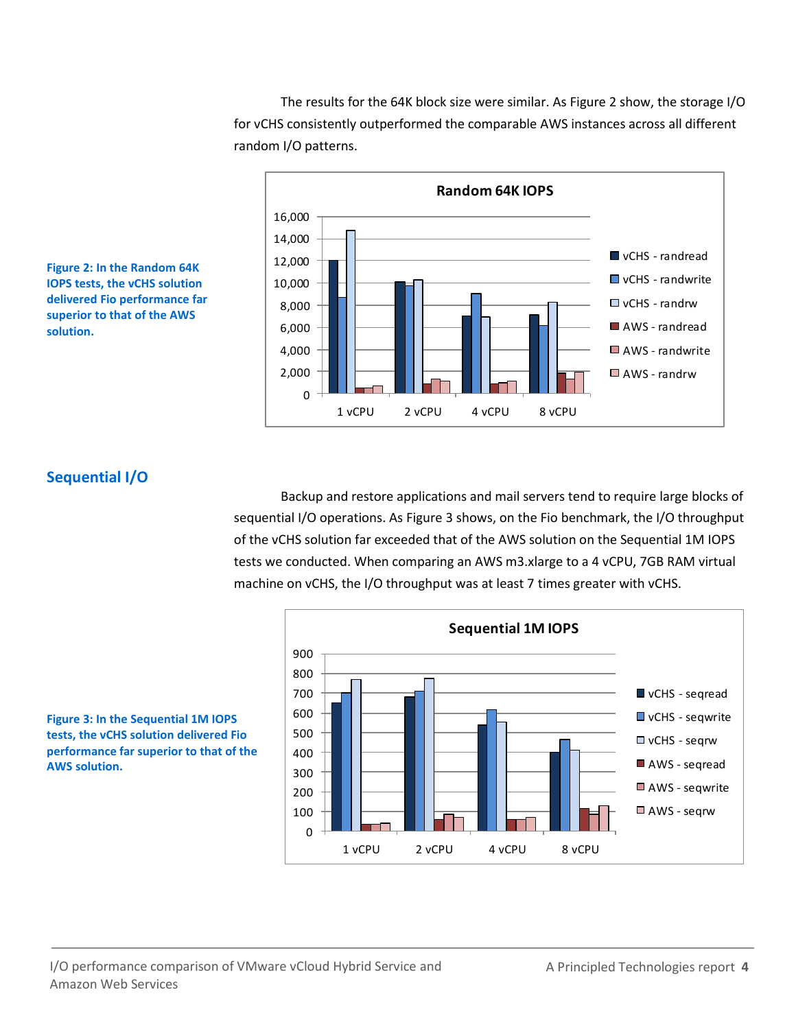The results for the 64K block size were similar. As Figure 2 show, the storage I/O for vCHS consistently outperformed the comparable AWS instances across all different random I/O patterns.

**Figure 2: In the Random 64K IOPS tests, the vCHS solution delivered Fio performance far superior to that of the AWS solution.**

## Sequential I/O

Backup and restore applications and mail servers tend to require large blocks of sequential I/O operations. As Figure 3 shows, on the Fio benchmark, the I/O throughput of the vCHS solution far exceeded that of the AWS solution on the Sequential 1M IOPS tests we conducted. When comparing an AWS m3.xlarge to a 4 vCPU, 7GB RAM virtual machine on vCHS, the I/O throughput was at least 7 times greater with vCHS.

**Figure 3: In the Sequential 1M IOPS tests, the vCHS solution delivered Fio performance far superior to that of the AWS solution.**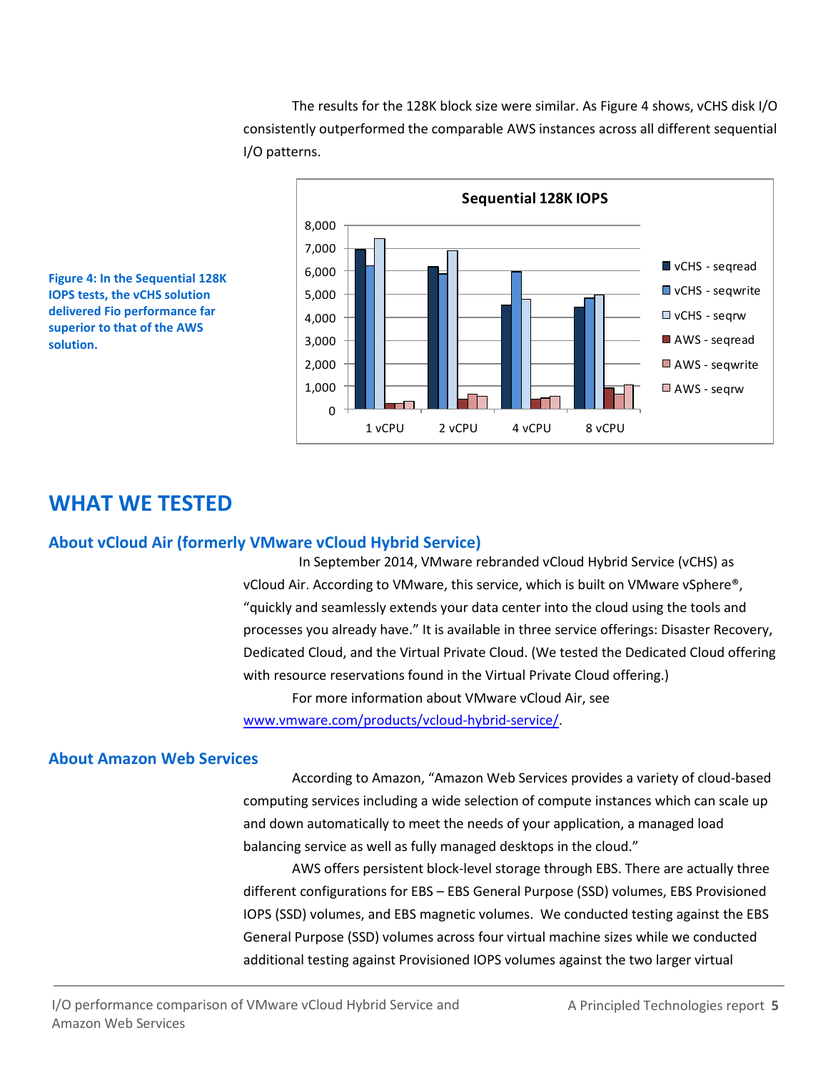The results for the 128K block size were similar. As Figure 4 shows, vCHS disk I/O consistently outperformed the comparable AWS instances across all different sequential I/O patterns.

**Figure 4: In the Sequential 128K IOPS tests, the vCHS solution delivered Fio performance far superior to that of the AWS solution.**

# WHAT WE TESTED

## About vCloud Air (formerly VMware vCloud Hybrid Service)

In September 2014, VMware rebranded vCloud Hybrid Service (vCHS) as vCloud Air. According to VMware, this service, which is built on VMware vSphere®, "quickly and seamlessly extends your data center into the cloud using the tools and processes you already have." It is available in three service offerings: Disaster Recovery, Dedicated Cloud, and the Virtual Private Cloud. (We tested the Dedicated Cloud offering with resource reservations found in the Virtual Private Cloud offering.)

For more information about VMware vCloud Air, see [www.vmware.com/products/vcloud-hybrid-service/](www.vmware.com/products/vcloud-hybrid-service/).

## About Amazon Web Services

According to Amazon, "Amazon Web Services provides a variety of cloud-based computing services including a wide selection of compute instances which can scale up and down automatically to meet the needs of your application, a managed load balancing service as well as fully managed desktops in the cloud."

AWS offers persistent block-level storage through EBS. There are actually three different configurations for EBS – EBS General Purpose (SSD) volumes, EBS Provisioned IOPS (SSD) volumes, and EBS magnetic volumes. We conducted testing against the EBS General Purpose (SSD) volumes across four virtual machine sizes while we conducted additional testing against Provisioned IOPS volumes against the two larger virtual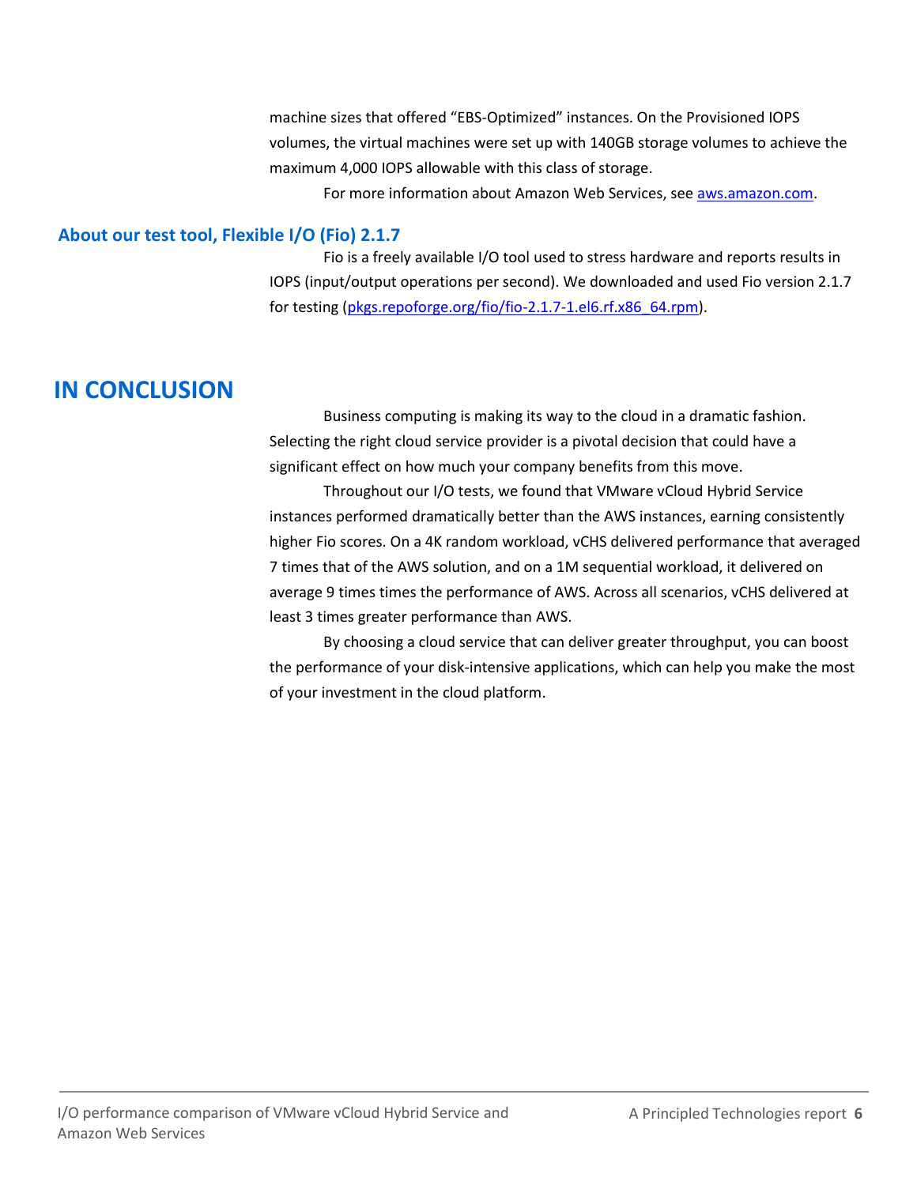machine sizes that offered "EBS-Optimized" instances. On the Provisioned IOPS volumes, the virtual machines were set up with 140GB storage volumes to achieve the maximum 4,000 IOPS allowable with this class of storage.

For more information about Amazon Web Services, see [aws.amazon.com](aws.amazon.com).

### About our test tool, Flexible I/O (Fio) 2.1.7

Fio is a freely available I/O tool used to stress hardware and reports results in IOPS (input/output operations per second). We downloaded and used Fio version 2.1.7 for testing ([pkgs.repoforge.org/fio/fio-2.1.7-1.el6.rf.x86_64.rpm](pkgs.repoforge.org/fio/fio-2.1.7-1.el6.rf.x86_64.rpm)).

## IN CONCLUSION

Business computing is making its way to the cloud in a dramatic fashion. Selecting the right cloud service provider is a pivotal decision that could have a significant effect on how much your company benefits from this move.

Throughout our I/O tests, we found that VMware vCloud Hybrid Service instances performed dramatically better than the AWS instances, earning consistently higher Fio scores. On a 4K random workload, vCHS delivered performance that averaged 7 times that of the AWS solution, and on a 1M sequential workload, it delivered on average 9 times times the performance of AWS. Across all scenarios, vCHS delivered at least 3 times greater performance than AWS.

By choosing a cloud service that can deliver greater throughput, you can boost the performance of your disk-intensive applications, which can help you make the most of your investment in the cloud platform.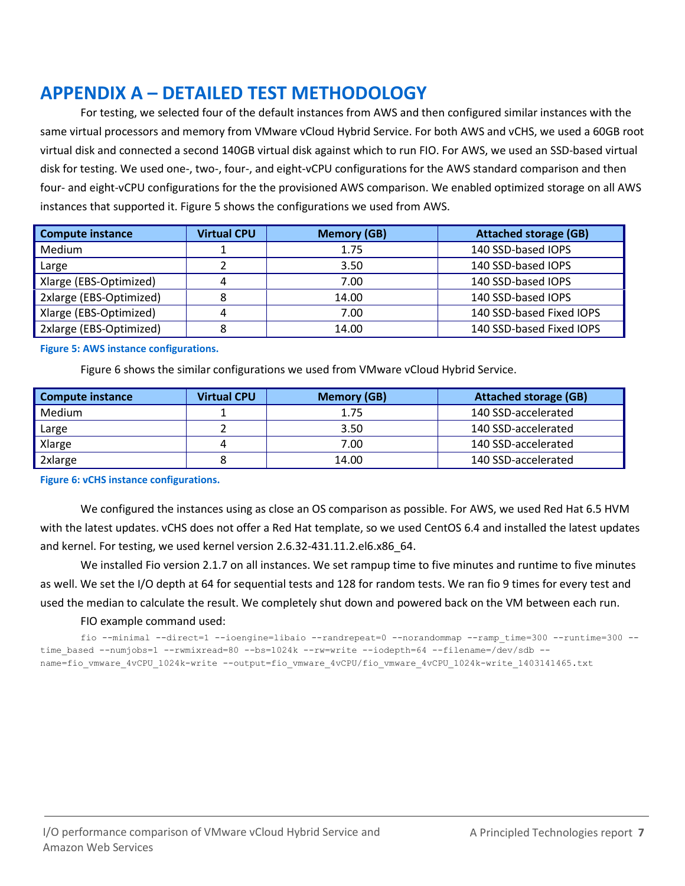# APPENDIX A – DETAILED TEST METHODOLOGY

For testing, we selected four of the default instances from AWS and then configured similar instances with the same virtual processors and memory from VMware vCloud Hybrid Service. For both AWS and vCHS, we used a 60GB root virtual disk and connected a second 140GB virtual disk against which to run FIO. For AWS, we used an SSD-based virtual disk for testing. We used one-, two-, four-, and eight-vCPU configurations for the AWS standard comparison and then four- and eight-vCPU configurations for the the provisioned AWS comparison. We enabled optimized storage on all AWS instances that supported it. Figure 5 shows the configurations we used from AWS.

| Compute instance | Virtual CPU | Memory (GB) | Attached storage (GB) |
| --- | --- | --- | --- |
| Medium | 1 | 1.75 | 140 SSD-based IOPS |
| Large | 2 | 3.50 | 140 SSD-based IOPS |
| Xlarge (EBS-Optimized) | 4 | 7.00 | 140 SSD-based IOPS |
| 2xlarge (EBS-Optimized) | 8 | 14.00 | 140 SSD-based IOPS |
| Xlarge (EBS-Optimized) | 4 | 7.00 | 140 SSD-based Fixed IOPS |
| 2xlarge (EBS-Optimized) | 8 | 14.00 | 140 SSD-based Fixed IOPS |

**Figure 5: AWS instance configurations.**

Figure 6 shows the similar configurations we used from VMware vCloud Hybrid Service.

| Compute instance | Virtual CPU | Memory (GB) | Attached storage (GB) |
| --- | --- | --- | --- |
| Medium | 1 | 1.75 | 140 SSD-accelerated |
| Large | 2 | 3.50 | 140 SSD-accelerated |
| Xlarge | 4 | 7.00 | 140 SSD-accelerated |
| 2xlarge | 8 | 14.00 | 140 SSD-accelerated |

**Figure 6: vCHS instance configurations.**

We configured the instances using as close an OS comparison as possible. For AWS, we used Red Hat 6.5 HVM with the latest updates. vCHS does not offer a Red Hat template, so we used CentOS 6.4 and installed the latest updates and kernel. For testing, we used kernel version 2.6.32-431.11.2.el6.x86_64.

We installed Fio version 2.1.7 on all instances. We set rampup time to five minutes and runtime to five minutes as well. We set the I/O depth at 64 for sequential tests and 128 for random tests. We ran fio 9 times for every test and used the median to calculate the result. We completely shut down and powered back on the VM between each run.

FIO example command used:

```
fio --minimal --direct=1 --ioengine=libaio --randrepeat=0 --norandommap --ramp_time=300 --runtime=300 --time_based --numjobs=1 --rwmixread=80 --bs=1024k --rw=write --iodepth=64 --filename=/dev/sdb --name=fio_vmware_4vCPU_1024k-write --output=fio_vmware_4vCPU/fio_vmware_4vCPU_1024k-write_1403141465.txt
```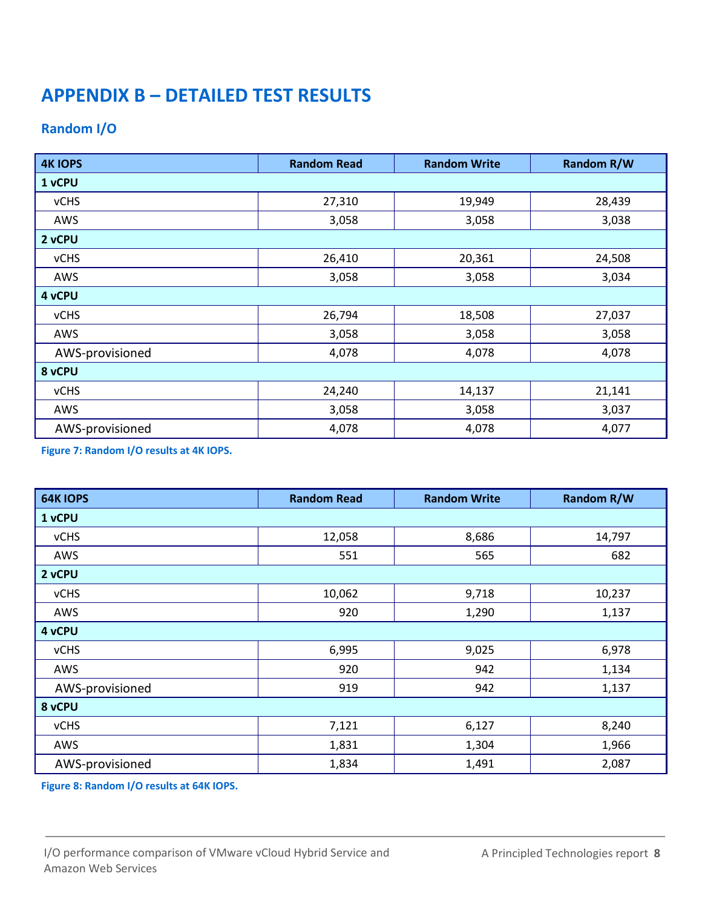# APPENDIX B – DETAILED TEST RESULTS

## Random I/O

| 4K IOPS | Random Read | Random Write | Random R/W |
|---|---|---|---|
| **1 vCPU** | | | |
| vCHS | 27,310 | 19,949 | 28,439 |
| AWS | 3,058 | 3,058 | 3,038 |
| **2 vCPU** | | | |
| vCHS | 26,410 | 20,361 | 24,508 |
| AWS | 3,058 | 3,058 | 3,034 |
| **4 vCPU** | | | |
| vCHS | 26,794 | 18,508 | 27,037 |
| AWS | 3,058 | 3,058 | 3,058 |
| AWS-provisioned | 4,078 | 4,078 | 4,078 |
| **8 vCPU** | | | |
| vCHS | 24,240 | 14,137 | 21,141 |
| AWS | 3,058 | 3,058 | 3,037 |
| AWS-provisioned | 4,078 | 4,078 | 4,077 |

**Figure 7: Random I/O results at 4K IOPS.**

| 64K IOPS | Random Read | Random Write | Random R/W |
|---|---|---|---|
| **1 vCPU** | | | |
| vCHS | 12,058 | 8,686 | 14,797 |
| AWS | 551 | 565 | 682 |
| **2 vCPU** | | | |
| vCHS | 10,062 | 9,718 | 10,237 |
| AWS | 920 | 1,290 | 1,137 |
| **4 vCPU** | | | |
| vCHS | 6,995 | 9,025 | 6,978 |
| AWS | 920 | 942 | 1,134 |
| AWS-provisioned | 919 | 942 | 1,137 |
| **8 vCPU** | | | |
| vCHS | 7,121 | 6,127 | 8,240 |
| AWS | 1,831 | 1,304 | 1,966 |
| AWS-provisioned | 1,834 | 1,491 | 2,087 |

**Figure 8: Random I/O results at 64K IOPS.**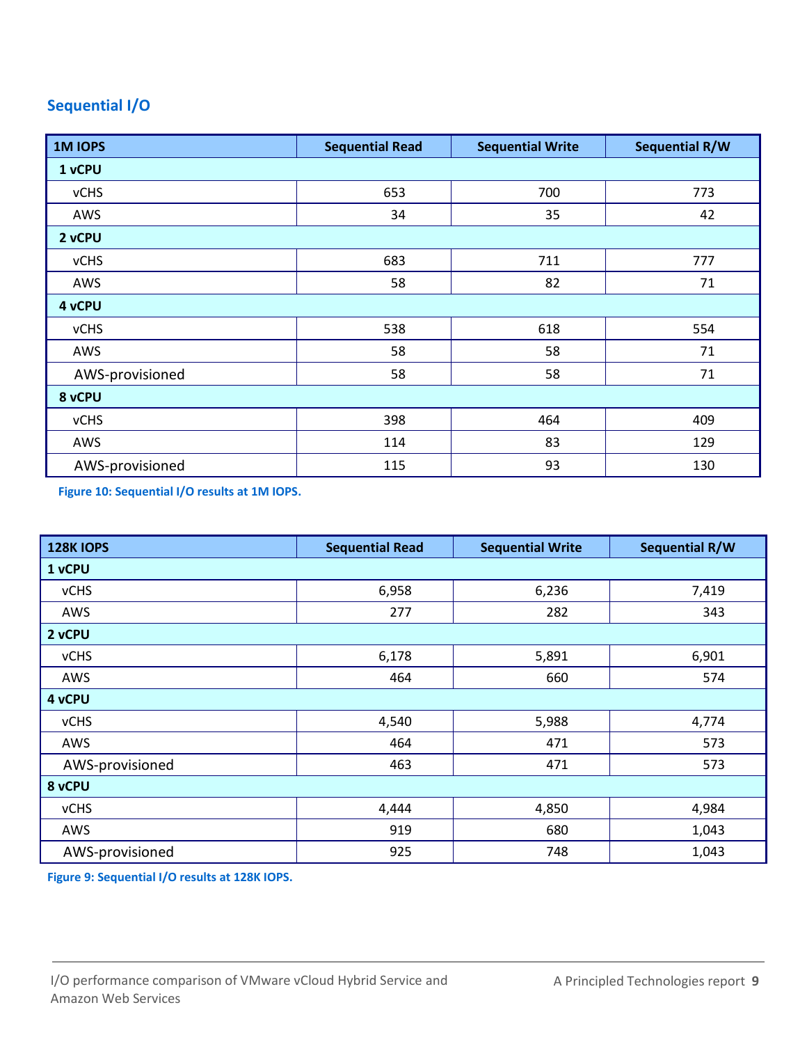## Sequential I/O

| 1M IOPS | Sequential Read | Sequential Write | Sequential R/W |
|---|---|---|---|
| **1 vCPU** | | | |
| vCHS | 653 | 700 | 773 |
| AWS | 34 | 35 | 42 |
| **2 vCPU** | | | |
| vCHS | 683 | 711 | 777 |
| AWS | 58 | 82 | 71 |
| **4 vCPU** | | | |
| vCHS | 538 | 618 | 554 |
| AWS | 58 | 58 | 71 |
| AWS-provisioned | 58 | 58 | 71 |
| **8 vCPU** | | | |
| vCHS | 398 | 464 | 409 |
| AWS | 114 | 83 | 129 |
| AWS-provisioned | 115 | 93 | 130 |

**Figure 10: Sequential I/O results at 1M IOPS.**

| 128K IOPS | Sequential Read | Sequential Write | Sequential R/W |
|---|---|---|---|
| **1 vCPU** | | | |
| vCHS | 6,958 | 6,236 | 7,419 |
| AWS | 277 | 282 | 343 |
| **2 vCPU** | | | |
| vCHS | 6,178 | 5,891 | 6,901 |
| AWS | 464 | 660 | 574 |
| **4 vCPU** | | | |
| vCHS | 4,540 | 5,988 | 4,774 |
| AWS | 464 | 471 | 573 |
| AWS-provisioned | 463 | 471 | 573 |
| **8 vCPU** | | | |
| vCHS | 4,444 | 4,850 | 4,984 |
| AWS | 919 | 680 | 1,043 |
| AWS-provisioned | 925 | 748 | 1,043 |

**Figure 9: Sequential I/O results at 128K IOPS.**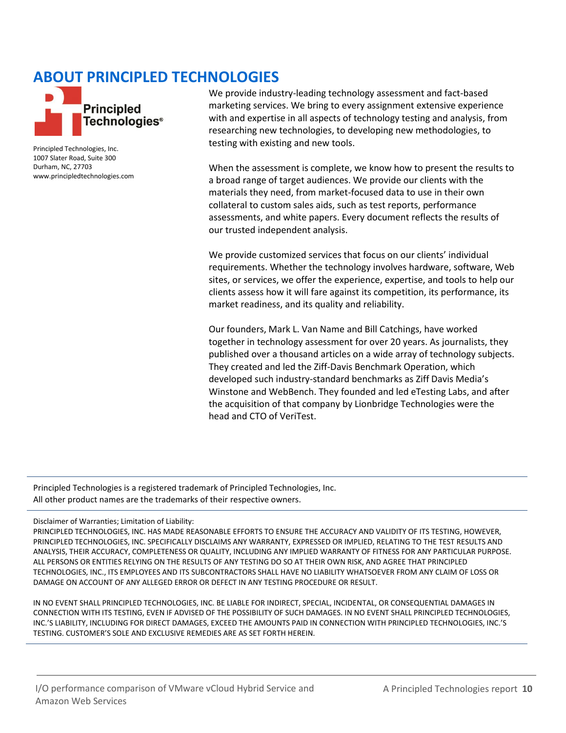# ABOUT PRINCIPLED TECHNOLOGIES

Principled Technologies, Inc.
1007 Slater Road, Suite 300
Durham, NC, 27703
www.principledtechnologies.com

We provide industry-leading technology assessment and fact-based marketing services. We bring to every assignment extensive experience with and expertise in all aspects of technology testing and analysis, from researching new technologies, to developing new methodologies, to testing with existing and new tools.

When the assessment is complete, we know how to present the results to a broad range of target audiences. We provide our clients with the materials they need, from market-focused data to use in their own collateral to custom sales aids, such as test reports, performance assessments, and white papers. Every document reflects the results of our trusted independent analysis.

We provide customized services that focus on our clients' individual requirements. Whether the technology involves hardware, software, Web sites, or services, we offer the experience, expertise, and tools to help our clients assess how it will fare against its competition, its performance, its market readiness, and its quality and reliability.

Our founders, Mark L. Van Name and Bill Catchings, have worked together in technology assessment for over 20 years. As journalists, they published over a thousand articles on a wide array of technology subjects. They created and led the Ziff-Davis Benchmark Operation, which developed such industry-standard benchmarks as Ziff Davis Media's Winstone and WebBench. They founded and led eTesting Labs, and after the acquisition of that company by Lionbridge Technologies were the head and CTO of VeriTest.

---

Principled Technologies is a registered trademark of Principled Technologies, Inc.
All other product names are the trademarks of their respective owners.

---

Disclaimer of Warranties; Limitation of Liability:
PRINCIPLED TECHNOLOGIES, INC. HAS MADE REASONABLE EFFORTS TO ENSURE THE ACCURACY AND VALIDITY OF ITS TESTING, HOWEVER, PRINCIPLED TECHNOLOGIES, INC. SPECIFICALLY DISCLAIMS ANY WARRANTY, EXPRESSED OR IMPLIED, RELATING TO THE TEST RESULTS AND ANALYSIS, THEIR ACCURACY, COMPLETENESS OR QUALITY, INCLUDING ANY IMPLIED WARRANTY OF FITNESS FOR ANY PARTICULAR PURPOSE. ALL PERSONS OR ENTITIES RELYING ON THE RESULTS OF ANY TESTING DO SO AT THEIR OWN RISK, AND AGREE THAT PRINCIPLED TECHNOLOGIES, INC., ITS EMPLOYEES AND ITS SUBCONTRACTORS SHALL HAVE NO LIABILITY WHATSOEVER FROM ANY CLAIM OF LOSS OR DAMAGE ON ACCOUNT OF ANY ALLEGED ERROR OR DEFECT IN ANY TESTING PROCEDURE OR RESULT.

IN NO EVENT SHALL PRINCIPLED TECHNOLOGIES, INC. BE LIABLE FOR INDIRECT, SPECIAL, INCIDENTAL, OR CONSEQUENTIAL DAMAGES IN CONNECTION WITH ITS TESTING, EVEN IF ADVISED OF THE POSSIBILITY OF SUCH DAMAGES. IN NO EVENT SHALL PRINCIPLED TECHNOLOGIES, INC.'S LIABILITY, INCLUDING FOR DIRECT DAMAGES, EXCEED THE AMOUNTS PAID IN CONNECTION WITH PRINCIPLED TECHNOLOGIES, INC.'S TESTING. CUSTOMER'S SOLE AND EXCLUSIVE REMEDIES ARE AS SET FORTH HEREIN.